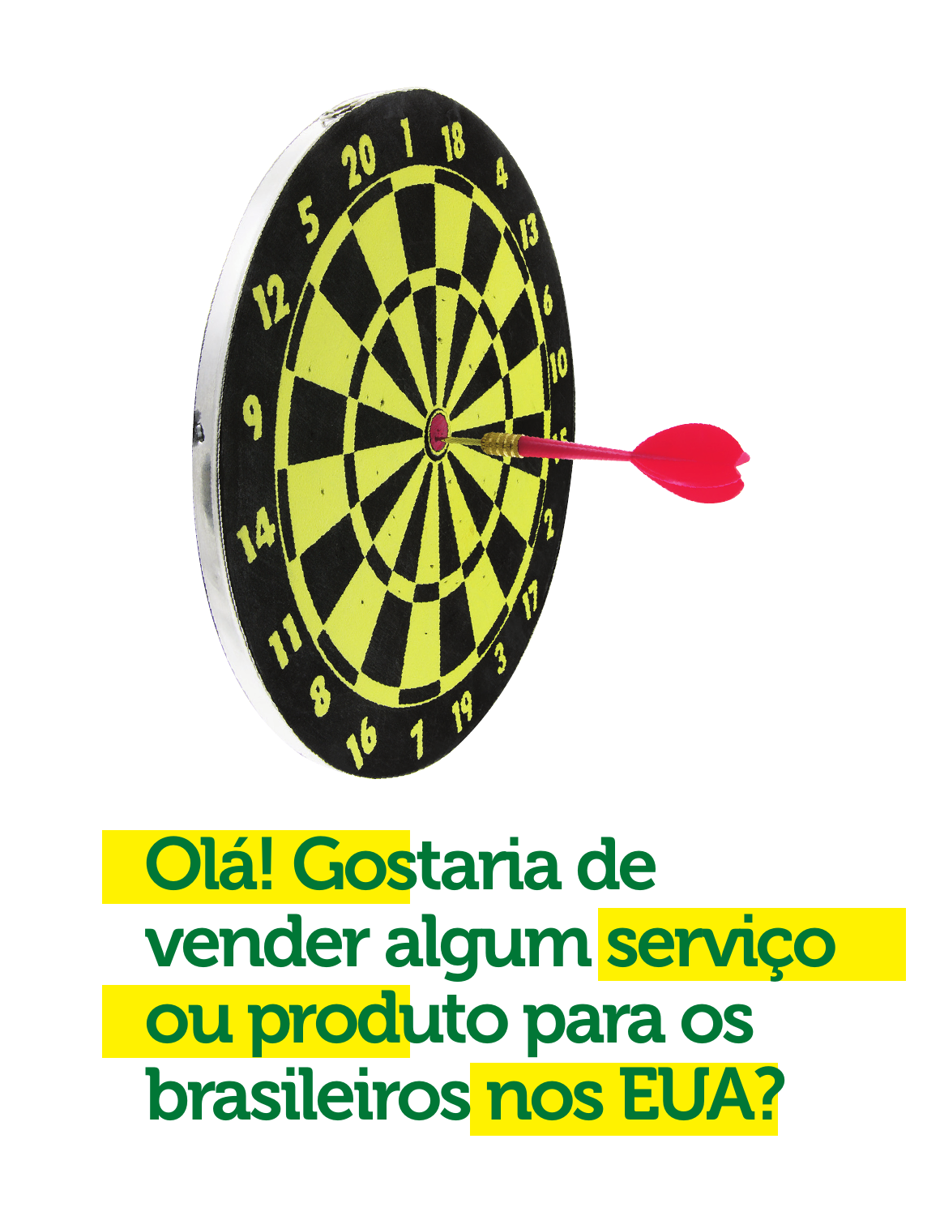# Olá! Gostaria de vender algum serviço ou produto para os brasileiros nos EUA?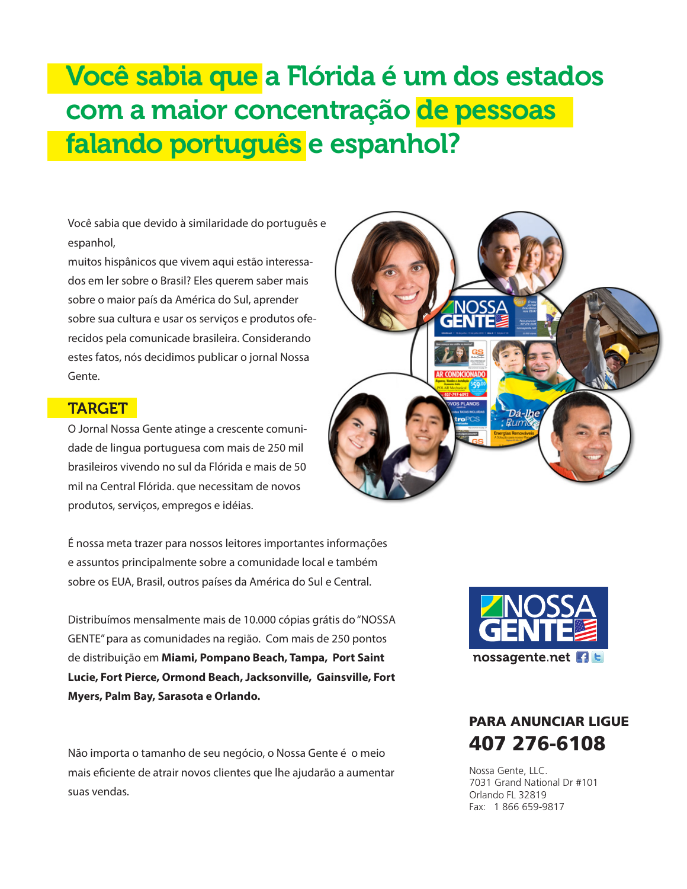# Você sabia que a Flórida é um dos estados com a maior concentração de pessoas falando português e espanhol?

Você sabia que devido à similaridade do português e espanhol,
muitos hispânicos que vivem aqui estão interessados em ler sobre o Brasil? Eles querem saber mais sobre o maior país da América do Sul, aprender sobre sua cultura e usar os serviços e produtos oferecidos pela comunicade brasileira. Considerando estes fatos, nós decidimos publicar o jornal Nossa Gente.

## TARGET

O Jornal Nossa Gente atinge a crescente comunidade de lingua portuguesa com mais de 250 mil brasileiros vivendo no sul da Flórida e mais de 50 mil na Central Flórida. que necessitam de novos produtos, serviços, empregos e idéias.

É nossa meta trazer para nossos leitores importantes informações e assuntos principalmente sobre a comunidade local e também sobre os EUA, Brasil, outros países da América do Sul e Central.

Distribuímos mensalmente mais de 10.000 cópias grátis do "NOSSA GENTE" para as comunidades na região. Com mais de 250 pontos de distribuição em **Miami, Pompano Beach, Tampa, Port Saint Lucie, Fort Pierce, Ormond Beach, Jacksonville, Gainsville, Fort Myers, Palm Bay, Sarasota e Orlando.**

Não importa o tamanho de seu negócio, o Nossa Gente é o meio mais eficiente de atrair novos clientes que lhe ajudarão a aumentar suas vendas.

NOSSA GENTE

nossagente.net

**PARA ANUNCIAR LIGUE**

**407 276-6108**

Nossa Gente, LLC.
7031 Grand National Dr #101
Orlando FL 32819
Fax: 1 866 659-9817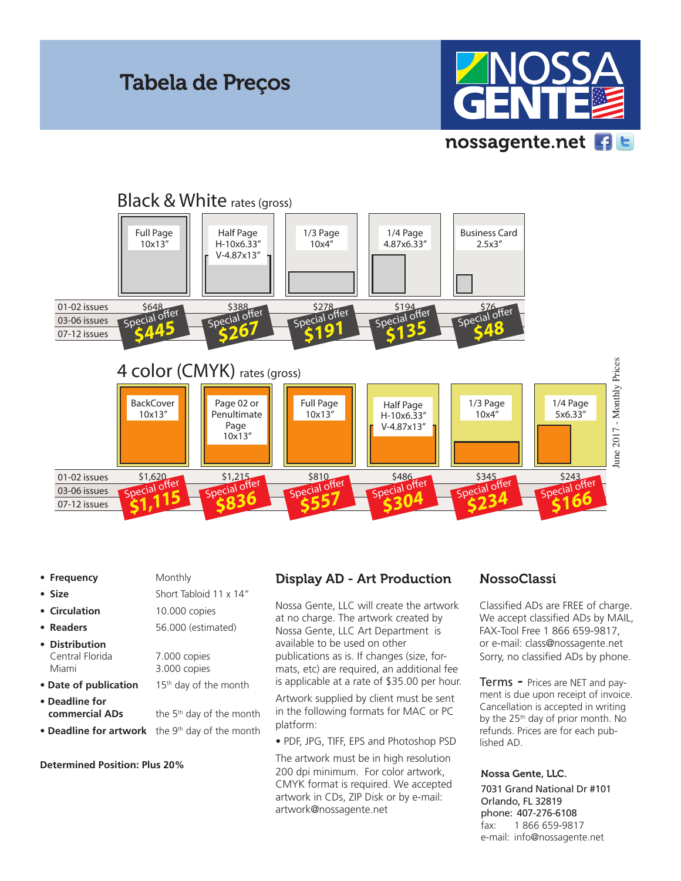# Tabela de Preços

NOSSA GENTE

nossagente.net

## Black & White rates (gross)

| | Full Page 10x13" | Half Page H-10x6.33" V-4.87x13" | 1/3 Page 10x4" | 1/4 Page 4.87x6.33" | Business Card 2.5x3" |
|---|---|---|---|---|---|
| 01-02 issues | $648 | $388 | $278 | $194 | $76 |
| 03-06 issues | Special offer | Special offer | Special offer | Special offer | Special offer |
| 07-12 issues | $445 | $267 | $191 | $135 | $48 |

## 4 color (CMYK) rates (gross)

| | BackCover 10x13" | Page 02 or Penultimate Page 10x13" | Full Page 10x13" | Half Page H-10x6.33" V-4.87x13" | 1/3 Page 10x4" | 1/4 Page 5x6.33" |
|---|---|---|---|---|---|---|
| 01-02 issues | $1,620 | $1,215 | $810 | $486 | $345 | $243 |
| 03-06 issues | Special offer | Special offer | Special offer | Special offer | Special offer | Special offer |
| 07-12 issues | $1,115 | $836 | $557 | $304 | $234 | $166 |

June 2017 - Monthly Prices

- **Frequency** Monthly
- **Size** Short Tabloid 11 x 14"
- **Circulation** 10.000 copies
- **Readers** 56.000 (estimated)
- **Distribution**
  - Central Florida 7.000 copies
  - Miami 3.000 copies
- **Date of publication** 15th day of the month
- **Deadline for commercial ADs** the 5th day of the month
- **Deadline for artwork** the 9th day of the month

**Determined Position: Plus 20%**

## Display AD - Art Production

Nossa Gente, LLC will create the artwork at no charge. The artwork created by Nossa Gente, LLC Art Department is available to be used on other publications as is. If changes (size, formats, etc) are required, an additional fee is applicable at a rate of $35.00 per hour.

Artwork supplied by client must be sent in the following formats for MAC or PC platform:

- PDF, JPG, TIFF, EPS and Photoshop PSD

The artwork must be in high resolution 200 dpi minimum. For color artwork, CMYK format is required. We accepted artwork in CDs, ZIP Disk or by e-mail: artwork@nossagente.net

## NossoClassi

Classified ADs are FREE of charge. We accept classified ADs by MAIL, FAX-Tool Free 1 866 659-9817, or e-mail: class@nossagente.net Sorry, no classified ADs by phone.

**Terms -** Prices are NET and payment is due upon receipt of invoice. Cancellation is accepted in writing by the 25th day of prior month. No refunds. Prices are for each published AD.

**Nossa Gente, LLC.**
7031 Grand National Dr #101
Orlando, FL 32819
phone: 407-276-6108
fax: 1 866 659-9817
e-mail: info@nossagente.net